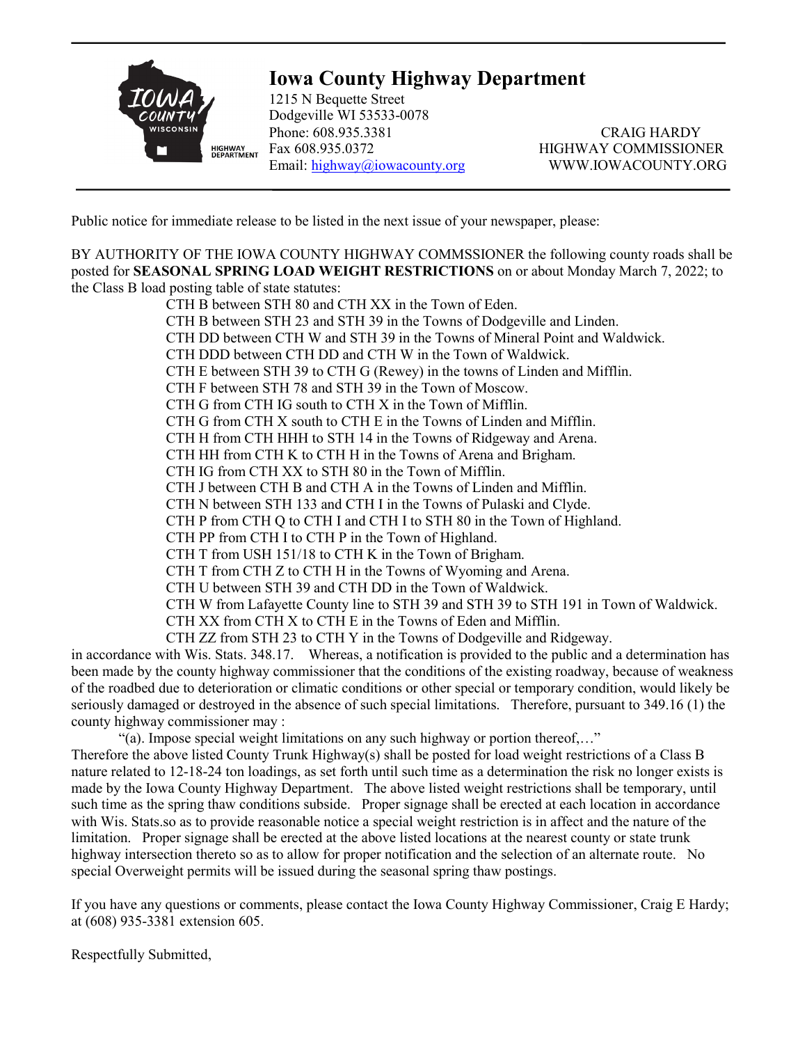# Iowa County Highway Department

1215 N Bequette Street
Dodgeville WI 53533-0078
Phone: 608.935.3381
Fax 608.935.0372
Email: highway@iowacounty.org

CRAIG HARDY
HIGHWAY COMMISSIONER
WWW.IOWACOUNTY.ORG

---

Public notice for immediate release to be listed in the next issue of your newspaper, please:

BY AUTHORITY OF THE IOWA COUNTY HIGHWAY COMMSSIONER the following county roads shall be posted for **SEASONAL SPRING LOAD WEIGHT RESTRICTIONS** on or about Monday March 7, 2022; to the Class B load posting table of state statutes:

CTH B between STH 80 and CTH XX in the Town of Eden.
CTH B between STH 23 and STH 39 in the Towns of Dodgeville and Linden.
CTH DD between CTH W and STH 39 in the Towns of Mineral Point and Waldwick.
CTH DDD between CTH DD and CTH W in the Town of Waldwick.
CTH E between STH 39 to CTH G (Rewey) in the towns of Linden and Mifflin.
CTH F between STH 78 and STH 39 in the Town of Moscow.
CTH G from CTH IG south to CTH X in the Town of Mifflin.
CTH G from CTH X south to CTH E in the Towns of Linden and Mifflin.
CTH H from CTH HHH to STH 14 in the Towns of Ridgeway and Arena.
CTH HH from CTH K to CTH H in the Towns of Arena and Brigham.
CTH IG from CTH XX to STH 80 in the Town of Mifflin.
CTH J between CTH B and CTH A in the Towns of Linden and Mifflin.
CTH N between STH 133 and CTH I in the Towns of Pulaski and Clyde.
CTH P from CTH Q to CTH I and CTH I to STH 80 in the Town of Highland.
CTH PP from CTH I to CTH P in the Town of Highland.
CTH T from USH 151/18 to CTH K in the Town of Brigham.
CTH T from CTH Z to CTH H in the Towns of Wyoming and Arena.
CTH U between STH 39 and CTH DD in the Town of Waldwick.
CTH W from Lafayette County line to STH 39 and STH 39 to STH 191 in Town of Waldwick.
CTH XX from CTH X to CTH E in the Towns of Eden and Mifflin.
CTH ZZ from STH 23 to CTH Y in the Towns of Dodgeville and Ridgeway.

in accordance with Wis. Stats. 348.17. Whereas, a notification is provided to the public and a determination has been made by the county highway commissioner that the conditions of the existing roadway, because of weakness of the roadbed due to deterioration or climatic conditions or other special or temporary condition, would likely be seriously damaged or destroyed in the absence of such special limitations. Therefore, pursuant to 349.16 (1) the county highway commissioner may :

"(a). Impose special weight limitations on any such highway or portion thereof,…"

Therefore the above listed County Trunk Highway(s) shall be posted for load weight restrictions of a Class B nature related to 12-18-24 ton loadings, as set forth until such time as a determination the risk no longer exists is made by the Iowa County Highway Department. The above listed weight restrictions shall be temporary, until such time as the spring thaw conditions subside. Proper signage shall be erected at each location in accordance with Wis. Stats.so as to provide reasonable notice a special weight restriction is in affect and the nature of the limitation. Proper signage shall be erected at the above listed locations at the nearest county or state trunk highway intersection thereto so as to allow for proper notification and the selection of an alternate route. No special Overweight permits will be issued during the seasonal spring thaw postings.

If you have any questions or comments, please contact the Iowa County Highway Commissioner, Craig E Hardy; at (608) 935-3381 extension 605.

Respectfully Submitted,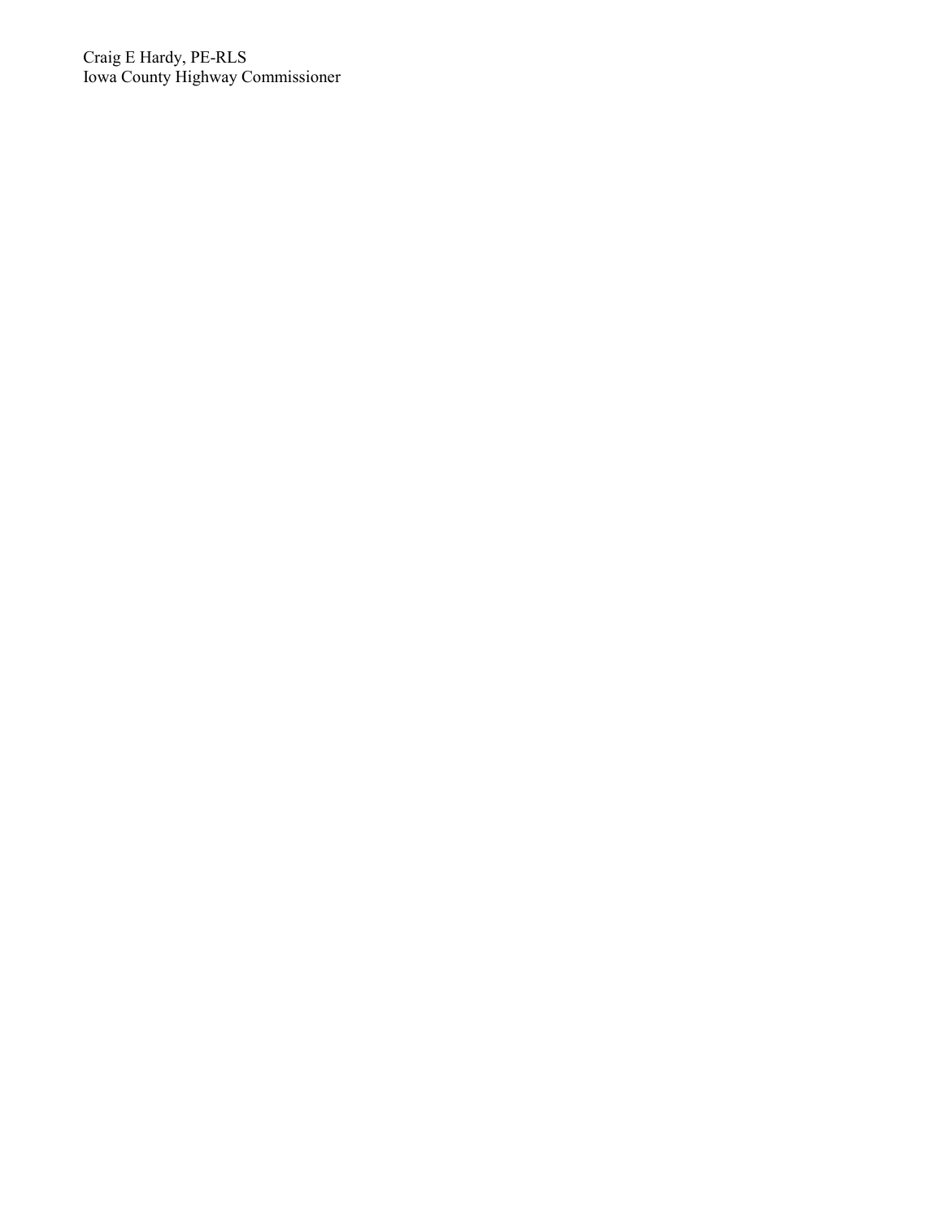Craig E Hardy, PE-RLS
Iowa County Highway Commissioner